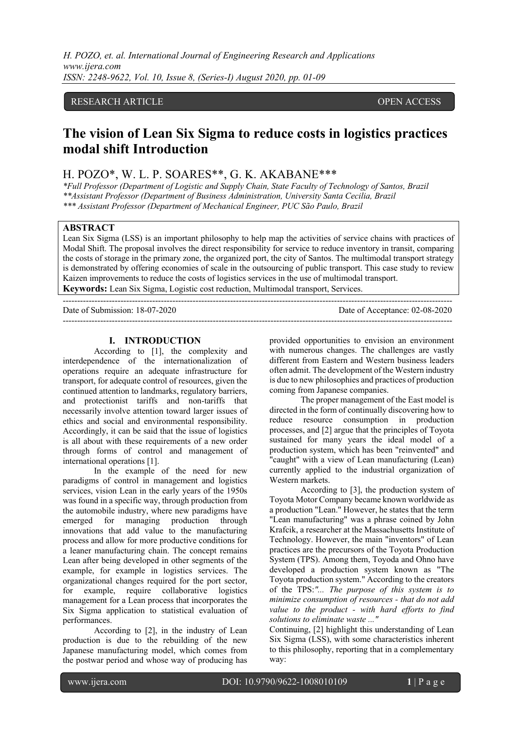RESEARCH ARTICLE OPEN ACCESS

# The vision of Lean Six Sigma to reduce costs in logistics practices modal shift Introduction

H. POZO*, W. L. P. SOARES**, G. K. AKABANE***

*Full Professor (Department of Logistic and Supply Chain, State Faculty of Technology of Santos, Brazil
**Assistant Professor (Department of Business Administration, University Santa Cecilia, Brazil
*** Assistant Professor (Department of Mechanical Engineer, PUC São Paulo, Brazil

## ABSTRACT

Lean Six Sigma (LSS) is an important philosophy to help map the activities of service chains with practices of Modal Shift. The proposal involves the direct responsibility for service to reduce inventory in transit, comparing the costs of storage in the primary zone, the organized port, the city of Santos. The multimodal transport strategy is demonstrated by offering economies of scale in the outsourcing of public transport. This case study to review Kaizen improvements to reduce the costs of logistics services in the use of multimodal transport.

**Keywords:** Lean Six Sigma, Logistic cost reduction, Multimodal transport, Services.

---

Date of Submission: 18-07-2020 Date of Acceptance: 02-08-2020

---

## I. INTRODUCTION

According to [1], the complexity and interdependence of the internationalization of operations require an adequate infrastructure for transport, for adequate control of resources, given the continued attention to landmarks, regulatory barriers, and protectionist tariffs and non-tariffs that necessarily involve attention toward larger issues of ethics and social and environmental responsibility. Accordingly, it can be said that the issue of logistics is all about with these requirements of a new order through forms of control and management of international operations [1].

In the example of the need for new paradigms of control in management and logistics services, vision Lean in the early years of the 1950s was found in a specific way, through production from the automobile industry, where new paradigms have emerged for managing production through innovations that add value to the manufacturing process and allow for more productive conditions for a leaner manufacturing chain. The concept remains Lean after being developed in other segments of the example, for example in logistics services. The organizational changes required for the port sector, for example, require collaborative logistics management for a Lean process that incorporates the Six Sigma application to statistical evaluation of performances.

According to [2], in the industry of Lean production is due to the rebuilding of the new Japanese manufacturing model, which comes from the postwar period and whose way of producing has provided opportunities to envision an environment with numerous changes. The challenges are vastly different from Eastern and Western business leaders often admit. The development of the Western industry is due to new philosophies and practices of production coming from Japanese companies.

The proper management of the East model is directed in the form of continually discovering how to reduce resource consumption in production processes, and [2] argue that the principles of Toyota sustained for many years the ideal model of a production system, which has been "reinvented" and "caught" with a view of Lean manufacturing (Lean) currently applied to the industrial organization of Western markets.

According to [3], the production system of Toyota Motor Company became known worldwide as a production "Lean." However, he states that the term "Lean manufacturing" was a phrase coined by John Krafcik, a researcher at the Massachusetts Institute of Technology. However, the main "inventors" of Lean practices are the precursors of the Toyota Production System (TPS). Among them, Toyoda and Ohno have developed a production system known as "The Toyota production system." According to the creators of the TPS:*"... The purpose of this system is to minimize consumption of resources - that do not add value to the product - with hard efforts to find solutions to eliminate waste ..."*

Continuing, [2] highlight this understanding of Lean Six Sigma (LSS), with some characteristics inherent to this philosophy, reporting that in a complementary way: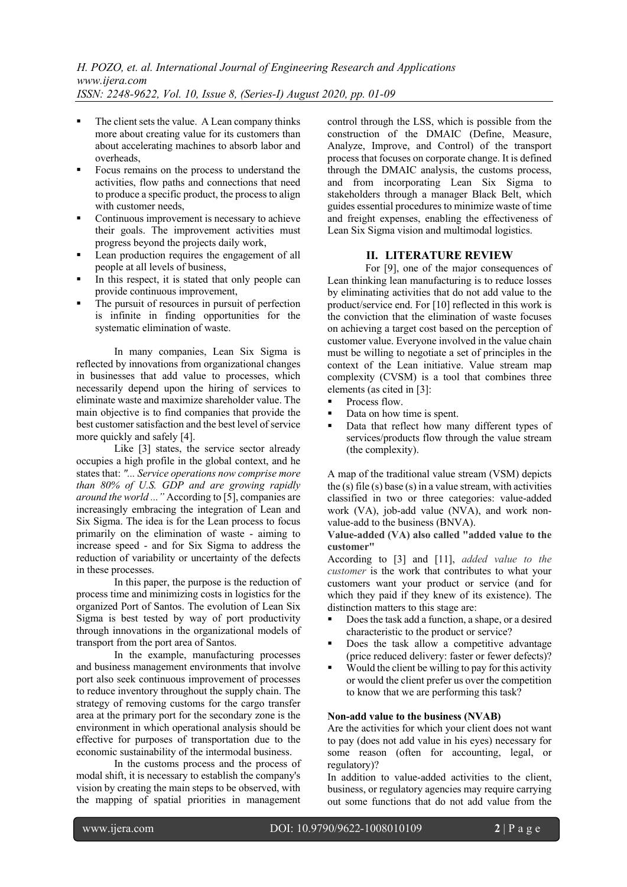- The client sets the value. A Lean company thinks more about creating value for its customers than about accelerating machines to absorb labor and overheads,
- Focus remains on the process to understand the activities, flow paths and connections that need to produce a specific product, the process to align with customer needs,
- Continuous improvement is necessary to achieve their goals. The improvement activities must progress beyond the projects daily work,
- Lean production requires the engagement of all people at all levels of business,
- In this respect, it is stated that only people can provide continuous improvement,
- The pursuit of resources in pursuit of perfection is infinite in finding opportunities for the systematic elimination of waste.

In many companies, Lean Six Sigma is reflected by innovations from organizational changes in businesses that add value to processes, which necessarily depend upon the hiring of services to eliminate waste and maximize shareholder value. The main objective is to find companies that provide the best customer satisfaction and the best level of service more quickly and safely [4].

Like [3] states, the service sector already occupies a high profile in the global context, and he states that: *"... Service operations now comprise more than 80% of U.S. GDP and are growing rapidly around the world ..."* According to [5], companies are increasingly embracing the integration of Lean and Six Sigma. The idea is for the Lean process to focus primarily on the elimination of waste - aiming to increase speed - and for Six Sigma to address the reduction of variability or uncertainty of the defects in these processes.

In this paper, the purpose is the reduction of process time and minimizing costs in logistics for the organized Port of Santos. The evolution of Lean Six Sigma is best tested by way of port productivity through innovations in the organizational models of transport from the port area of Santos.

In the example, manufacturing processes and business management environments that involve port also seek continuous improvement of processes to reduce inventory throughout the supply chain. The strategy of removing customs for the cargo transfer area at the primary port for the secondary zone is the environment in which operational analysis should be effective for purposes of transportation due to the economic sustainability of the intermodal business.

In the customs process and the process of modal shift, it is necessary to establish the company's vision by creating the main steps to be observed, with the mapping of spatial priorities in management control through the LSS, which is possible from the construction of the DMAIC (Define, Measure, Analyze, Improve, and Control) of the transport process that focuses on corporate change. It is defined through the DMAIC analysis, the customs process, and from incorporating Lean Six Sigma to stakeholders through a manager Black Belt, which guides essential procedures to minimize waste of time and freight expenses, enabling the effectiveness of Lean Six Sigma vision and multimodal logistics.

## II. LITERATURE REVIEW

For [9], one of the major consequences of Lean thinking lean manufacturing is to reduce losses by eliminating activities that do not add value to the product/service end. For [10] reflected in this work is the conviction that the elimination of waste focuses on achieving a target cost based on the perception of customer value. Everyone involved in the value chain must be willing to negotiate a set of principles in the context of the Lean initiative. Value stream map complexity (CVSM) is a tool that combines three elements (as cited in [3]:

- Process flow.
- Data on how time is spent.
- Data that reflect how many different types of services/products flow through the value stream (the complexity).

A map of the traditional value stream (VSM) depicts the (s) file (s) base (s) in a value stream, with activities classified in two or three categories: value-added work (VA), job-add value (NVA), and work non-value-add to the business (BNVA).

**Value-added (VA) also called "added value to the customer"**

According to [3] and [11], *added value to the customer* is the work that contributes to what your customers want your product or service (and for which they paid if they knew of its existence). The distinction matters to this stage are:

- Does the task add a function, a shape, or a desired characteristic to the product or service?
- Does the task allow a competitive advantage (price reduced delivery: faster or fewer defects)?
- Would the client be willing to pay for this activity or would the client prefer us over the competition to know that we are performing this task?

**Non-add value to the business (NVAB)**

Are the activities for which your client does not want to pay (does not add value in his eyes) necessary for some reason (often for accounting, legal, or regulatory)?

In addition to value-added activities to the client, business, or regulatory agencies may require carrying out some functions that do not add value from the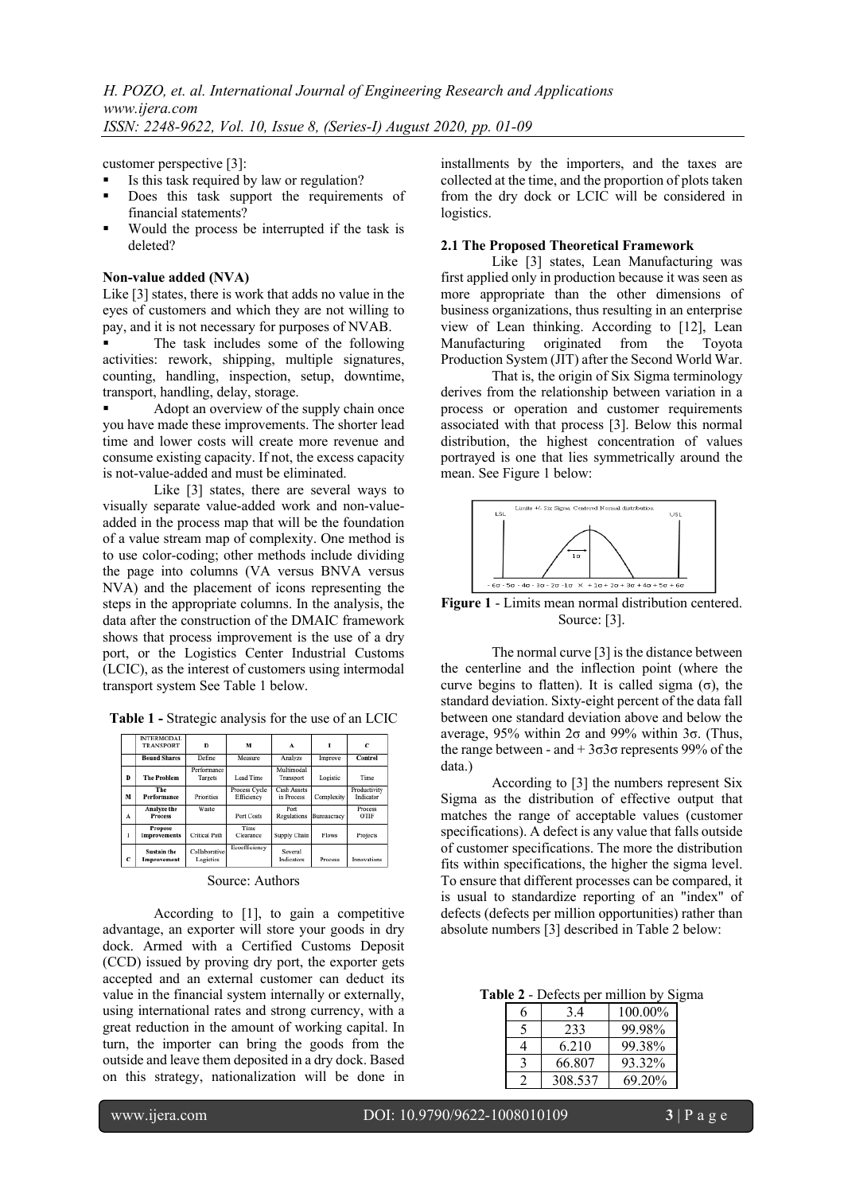customer perspective [3]:

- Is this task required by law or regulation?
- Does this task support the requirements of financial statements?
- Would the process be interrupted if the task is deleted?

**Non-value added (NVA)**

Like [3] states, there is work that adds no value in the eyes of customers and which they are not willing to pay, and it is not necessary for purposes of NVAB.

- The task includes some of the following activities: rework, shipping, multiple signatures, counting, handling, inspection, setup, downtime, transport, handling, delay, storage.
- Adopt an overview of the supply chain once you have made these improvements. The shorter lead time and lower costs will create more revenue and consume existing capacity. If not, the excess capacity is not-value-added and must be eliminated.

Like [3] states, there are several ways to visually separate value-added work and non-value-added in the process map that will be the foundation of a value stream map of complexity. One method is to use color-coding; other methods include dividing the page into columns (VA versus BNVA versus NVA) and the placement of icons representing the steps in the appropriate columns. In the analysis, the data after the construction of the DMAIC framework shows that process improvement is the use of a dry port, or the Logistics Center Industrial Customs (LCIC), as the interest of customers using intermodal transport system See Table 1 below.

**Table 1 -** Strategic analysis for the use of an LCIC

| | INTERMODAL TRANSPORT | D | M | A | I | C |
|---|---|---|---|---|---|---|
| | **Bound Shares** | Define | Measure | Analyze | Improve | Control |
| **D** | **The Problem** | Performance Targets | Lead Time | Multimodal Transport | Logistic | Time |
| **M** | **The Performance** | Priorities | Process Cycle Efficiency | Cash Assets in Process | Complexity | Productivity Indicator |
| **A** | **Analyze the Process** | Waste | Port Costs | Port Regulations | Bureaucracy | Process OTIF |
| **I** | **Propose Improvements** | Critical Path | Time Clearance | Supply Chain | Flows | Projects |
| **C** | **Sustain the Improvement** | Collaborative Logistics | Ecoefficiency | Several Indicators | Process | Innovations |

Source: Authors

According to [1], to gain a competitive advantage, an exporter will store your goods in dry dock. Armed with a Certified Customs Deposit (CCD) issued by proving dry port, the exporter gets accepted and an external customer can deduct its value in the financial system internally or externally, using international rates and strong currency, with a great reduction in the amount of working capital. In turn, the importer can bring the goods from the outside and leave them deposited in a dry dock. Based on this strategy, nationalization will be done in installments by the importers, and the taxes are collected at the time, and the proportion of plots taken from the dry dock or LCIC will be considered in logistics.

### 2.1 The Proposed Theoretical Framework

Like [3] states, Lean Manufacturing was first applied only in production because it was seen as more appropriate than the other dimensions of business organizations, thus resulting in an enterprise view of Lean thinking. According to [12], Lean Manufacturing originated from the Toyota Production System (JIT) after the Second World War.

That is, the origin of Six Sigma terminology derives from the relationship between variation in a process or operation and customer requirements associated with that process [3]. Below this normal distribution, the highest concentration of values portrayed is one that lies symmetrically around the mean. See Figure 1 below:

**Figure 1** - Limits mean normal distribution centered. Source: [3].

The normal curve [3] is the distance between the centerline and the inflection point (where the curve begins to flatten). It is called sigma (σ), the standard deviation. Sixty-eight percent of the data fall between one standard deviation above and below the average, 95% within 2σ and 99% within 3σ. (Thus, the range between - and + 3σ3σ represents 99% of the data.)

According to [3] the numbers represent Six Sigma as the distribution of effective output that matches the range of acceptable values (customer specifications). A defect is any value that falls outside of customer specifications. The more the distribution fits within specifications, the higher the sigma level. To ensure that different processes can be compared, it is usual to standardize reporting of an "index" of defects (defects per million opportunities) rather than absolute numbers [3] described in Table 2 below:

**Table 2** - Defects per million by Sigma

| | | |
|---|---|---|
| 6 | 3.4 | 100.00% |
| 5 | 233 | 99.98% |
| 4 | 6.210 | 99.38% |
| 3 | 66.807 | 93.32% |
| 2 | 308.537 | 69.20% |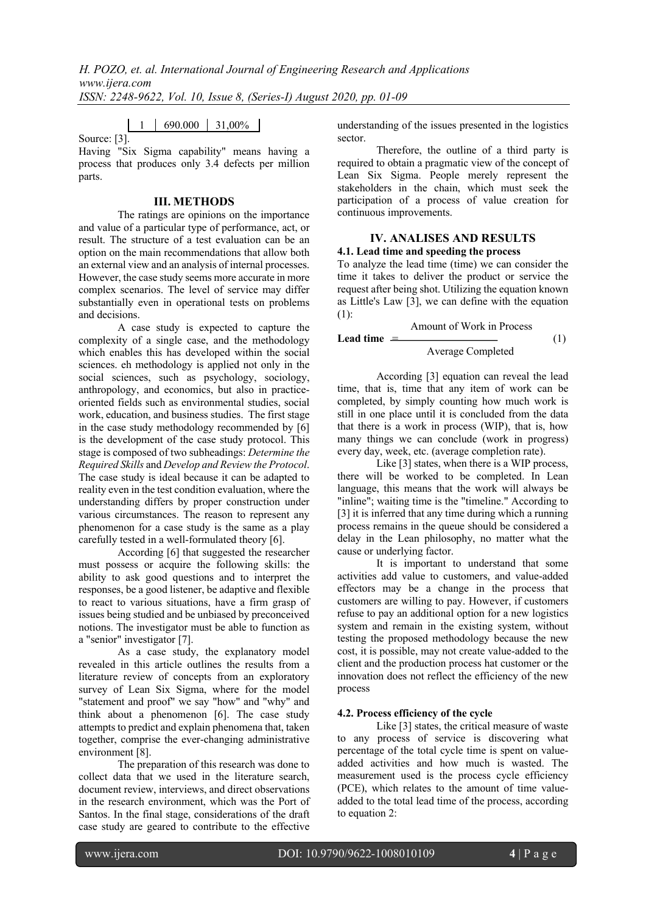| 1 | 690.000 | 31,00% |
|---|---|---|

Source: [3].

Having "Six Sigma capability" means having a process that produces only 3.4 defects per million parts.

## III. METHODS

The ratings are opinions on the importance and value of a particular type of performance, act, or result. The structure of a test evaluation can be an option on the main recommendations that allow both an external view and an analysis of internal processes. However, the case study seems more accurate in more complex scenarios. The level of service may differ substantially even in operational tests on problems and decisions.

A case study is expected to capture the complexity of a single case, and the methodology which enables this has developed within the social sciences. eh methodology is applied not only in the social sciences, such as psychology, sociology, anthropology, and economics, but also in practice-oriented fields such as environmental studies, social work, education, and business studies. The first stage in the case study methodology recommended by [6] is the development of the case study protocol. This stage is composed of two subheadings: *Determine the Required Skills* and *Develop and Review the Protocol*. The case study is ideal because it can be adapted to reality even in the test condition evaluation, where the understanding differs by proper construction under various circumstances. The reason to represent any phenomenon for a case study is the same as a play carefully tested in a well-formulated theory [6].

According [6] that suggested the researcher must possess or acquire the following skills: the ability to ask good questions and to interpret the responses, be a good listener, be adaptive and flexible to react to various situations, have a firm grasp of issues being studied and be unbiased by preconceived notions. The investigator must be able to function as a "senior" investigator [7].

As a case study, the explanatory model revealed in this article outlines the results from a literature review of concepts from an exploratory survey of Lean Six Sigma, where for the model "statement and proof" we say "how" and "why" and think about a phenomenon [6]. The case study attempts to predict and explain phenomena that, taken together, comprise the ever-changing administrative environment [8].

The preparation of this research was done to collect data that we used in the literature search, document review, interviews, and direct observations in the research environment, which was the Port of Santos. In the final stage, considerations of the draft case study are geared to contribute to the effective understanding of the issues presented in the logistics sector.

Therefore, the outline of a third party is required to obtain a pragmatic view of the concept of Lean Six Sigma. People merely represent the stakeholders in the chain, which must seek the participation of a process of value creation for continuous improvements.

## IV. ANALISES AND RESULTS

### 4.1. Lead time and speeding the process

To analyze the lead time (time) we can consider the time it takes to deliver the product or service the request after being shot. Utilizing the equation known as Little's Law [3], we can define with the equation (1):

$$\textbf{Lead time} = \frac{\text{Amount of Work in Process}}{\text{Average Completed}} \quad (1)$$

According [3] equation can reveal the lead time, that is, time that any item of work can be completed, by simply counting how much work is still in one place until it is concluded from the data that there is a work in process (WIP), that is, how many things we can conclude (work in progress) every day, week, etc. (average completion rate).

Like [3] states, when there is a WIP process, there will be worked to be completed. In Lean language, this means that the work will always be "inline"; waiting time is the "timeline." According to [3] it is inferred that any time during which a running process remains in the queue should be considered a delay in the Lean philosophy, no matter what the cause or underlying factor.

It is important to understand that some activities add value to customers, and value-added effectors may be a change in the process that customers are willing to pay. However, if customers refuse to pay an additional option for a new logistics system and remain in the existing system, without testing the proposed methodology because the new cost, it is possible, may not create value-added to the client and the production process hat customer or the innovation does not reflect the efficiency of the new process

### 4.2. Process efficiency of the cycle

Like [3] states, the critical measure of waste to any process of service is discovering what percentage of the total cycle time is spent on value-added activities and how much is wasted. The measurement used is the process cycle efficiency (PCE), which relates to the amount of time value-added to the total lead time of the process, according to equation 2: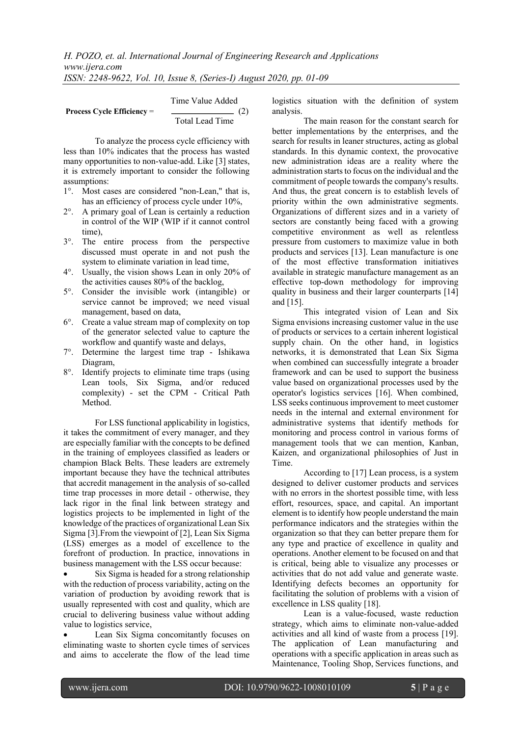$$\textbf{Process Cycle Efficiency} = \frac{\text{Time Value Added}}{\text{Total Lead Time}} \quad (2)$$

To analyze the process cycle efficiency with less than 10% indicates that the process has wasted many opportunities to non-value-add. Like [3] states, it is extremely important to consider the following assumptions:

1°. Most cases are considered "non-Lean," that is, has an efficiency of process cycle under 10%,
2°. A primary goal of Lean is certainly a reduction in control of the WIP (WIP if it cannot control time),
3°. The entire process from the perspective discussed must operate in and not push the system to eliminate variation in lead time,
4°. Usually, the vision shows Lean in only 20% of the activities causes 80% of the backlog,
5°. Consider the invisible work (intangible) or service cannot be improved; we need visual management, based on data,
6°. Create a value stream map of complexity on top of the generator selected value to capture the workflow and quantify waste and delays,
7°. Determine the largest time trap - Ishikawa Diagram,
8°. Identify projects to eliminate time traps (using Lean tools, Six Sigma, and/or reduced complexity) - set the CPM - Critical Path Method.

For LSS functional applicability in logistics, it takes the commitment of every manager, and they are especially familiar with the concepts to be defined in the training of employees classified as leaders or champion Black Belts. These leaders are extremely important because they have the technical attributes that accredit management in the analysis of so-called time trap processes in more detail - otherwise, they lack rigor in the final link between strategy and logistics projects to be implemented in light of the knowledge of the practices of organizational Lean Six Sigma [3].From the viewpoint of [2], Lean Six Sigma (LSS) emerges as a model of excellence to the forefront of production. In practice, innovations in business management with the LSS occur because:

- Six Sigma is headed for a strong relationship with the reduction of process variability, acting on the variation of production by avoiding rework that is usually represented with cost and quality, which are crucial to delivering business value without adding value to logistics service,
- Lean Six Sigma concomitantly focuses on eliminating waste to shorten cycle times of services and aims to accelerate the flow of the lead time logistics situation with the definition of system analysis.

The main reason for the constant search for better implementations by the enterprises, and the search for results in leaner structures, acting as global standards. In this dynamic context, the provocative new administration ideas are a reality where the administration starts to focus on the individual and the commitment of people towards the company's results. And thus, the great concern is to establish levels of priority within the own administrative segments. Organizations of different sizes and in a variety of sectors are constantly being faced with a growing competitive environment as well as relentless pressure from customers to maximize value in both products and services [13]. Lean manufacture is one of the most effective transformation initiatives available in strategic manufacture management as an effective top-down methodology for improving quality in business and their larger counterparts [14] and [15].

This integrated vision of Lean and Six Sigma envisions increasing customer value in the use of products or services to a certain inherent logistical supply chain. On the other hand, in logistics networks, it is demonstrated that Lean Six Sigma when combined can successfully integrate a broader framework and can be used to support the business value based on organizational processes used by the operator's logistics services [16]. When combined, LSS seeks continuous improvement to meet customer needs in the internal and external environment for administrative systems that identify methods for monitoring and process control in various forms of management tools that we can mention, Kanban, Kaizen, and organizational philosophies of Just in Time.

According to [17] Lean process, is a system designed to deliver customer products and services with no errors in the shortest possible time, with less effort, resources, space, and capital. An important element is to identify how people understand the main performance indicators and the strategies within the organization so that they can better prepare them for any type and practice of excellence in quality and operations. Another element to be focused on and that is critical, being able to visualize any processes or activities that do not add value and generate waste. Identifying defects becomes an opportunity for facilitating the solution of problems with a vision of excellence in LSS quality [18].

Lean is a value-focused, waste reduction strategy, which aims to eliminate non-value-added activities and all kind of waste from a process [19]. The application of Lean manufacturing and operations with a specific application in areas such as Maintenance, Tooling Shop, Services functions, and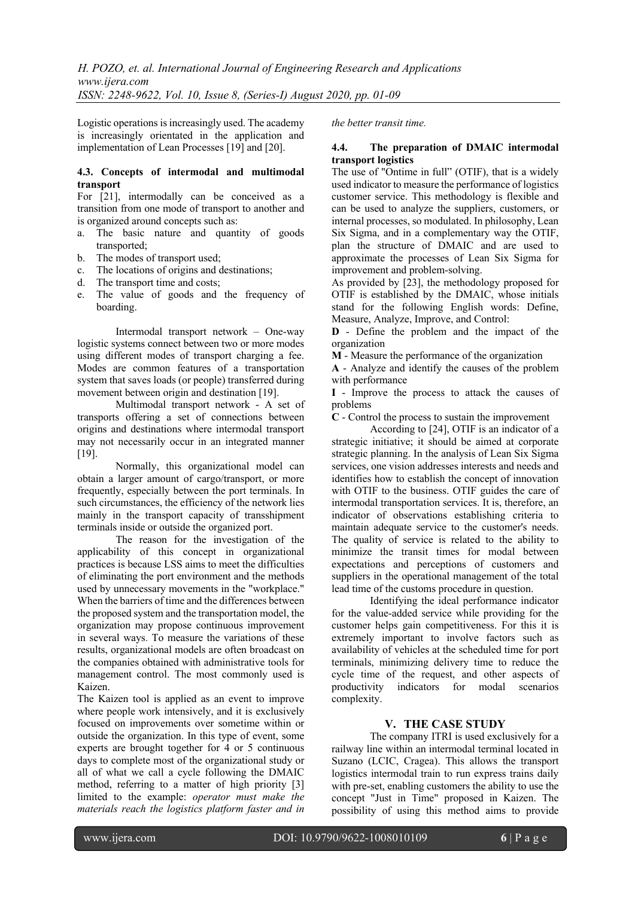Logistic operations is increasingly used. The academy is increasingly orientated in the application and implementation of Lean Processes [19] and [20].

### 4.3. Concepts of intermodal and multimodal transport

For [21], intermodally can be conceived as a transition from one mode of transport to another and is organized around concepts such as:

a. The basic nature and quantity of goods transported;
b. The modes of transport used;
c. The locations of origins and destinations;
d. The transport time and costs;
e. The value of goods and the frequency of boarding.

Intermodal transport network – One-way logistic systems connect between two or more modes using different modes of transport charging a fee. Modes are common features of a transportation system that saves loads (or people) transferred during movement between origin and destination [19].

Multimodal transport network - A set of transports offering a set of connections between origins and destinations where intermodal transport may not necessarily occur in an integrated manner [19].

Normally, this organizational model can obtain a larger amount of cargo/transport, or more frequently, especially between the port terminals. In such circumstances, the efficiency of the network lies mainly in the transport capacity of transshipment terminals inside or outside the organized port.

The reason for the investigation of the applicability of this concept in organizational practices is because LSS aims to meet the difficulties of eliminating the port environment and the methods used by unnecessary movements in the "workplace." When the barriers of time and the differences between the proposed system and the transportation model, the organization may propose continuous improvement in several ways. To measure the variations of these results, organizational models are often broadcast on the companies obtained with administrative tools for management control. The most commonly used is Kaizen.

The Kaizen tool is applied as an event to improve where people work intensively, and it is exclusively focused on improvements over sometime within or outside the organization. In this type of event, some experts are brought together for 4 or 5 continuous days to complete most of the organizational study or all of what we call a cycle following the DMAIC method, referring to a matter of high priority [3] limited to the example: *operator must make the materials reach the logistics platform faster and in the better transit time.*

### 4.4. The preparation of DMAIC intermodal transport logistics

The use of "Ontime in full" (OTIF), that is a widely used indicator to measure the performance of logistics customer service. This methodology is flexible and can be used to analyze the suppliers, customers, or internal processes, so modulated. In philosophy, Lean Six Sigma, and in a complementary way the OTIF, plan the structure of DMAIC and are used to approximate the processes of Lean Six Sigma for improvement and problem-solving.

As provided by [23], the methodology proposed for OTIF is established by the DMAIC, whose initials stand for the following English words: Define, Measure, Analyze, Improve, and Control:

**D** - Define the problem and the impact of the organization

**M** - Measure the performance of the organization

**A** - Analyze and identify the causes of the problem with performance

**I** - Improve the process to attack the causes of problems

**C** - Control the process to sustain the improvement

According to [24], OTIF is an indicator of a strategic initiative; it should be aimed at corporate strategic planning. In the analysis of Lean Six Sigma services, one vision addresses interests and needs and identifies how to establish the concept of innovation with OTIF to the business. OTIF guides the care of intermodal transportation services. It is, therefore, an indicator of observations establishing criteria to maintain adequate service to the customer's needs. The quality of service is related to the ability to minimize the transit times for modal between expectations and perceptions of customers and suppliers in the operational management of the total lead time of the customs procedure in question.

Identifying the ideal performance indicator for the value-added service while providing for the customer helps gain competitiveness. For this it is extremely important to involve factors such as availability of vehicles at the scheduled time for port terminals, minimizing delivery time to reduce the cycle time of the request, and other aspects of productivity indicators for modal scenarios complexity.

## V. THE CASE STUDY

The company ITRI is used exclusively for a railway line within an intermodal terminal located in Suzano (LCIC, Cragea). This allows the transport logistics intermodal train to run express trains daily with pre-set, enabling customers the ability to use the concept "Just in Time" proposed in Kaizen. The possibility of using this method aims to provide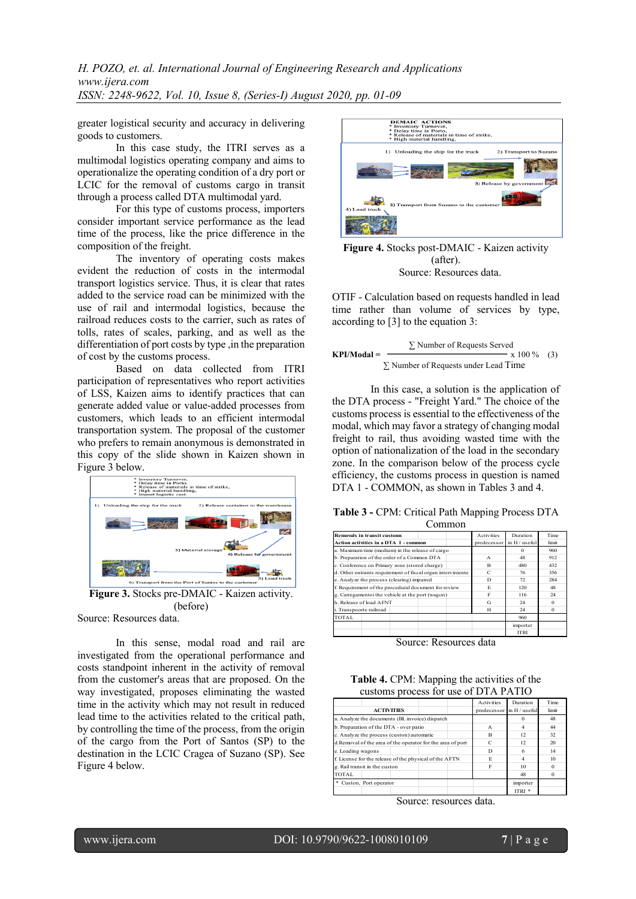greater logistical security and accuracy in delivering goods to customers.

In this case study, the ITRI serves as a multimodal logistics operating company and aims to operationalize the operating condition of a dry port or LCIC for the removal of customs cargo in transit through a process called DTA multimodal yard.

For this type of customs process, importers consider important service performance as the lead time of the process, like the price difference in the composition of the freight.

The inventory of operating costs makes evident the reduction of costs in the intermodal transport logistics service. Thus, it is clear that rates added to the service road can be minimized with the use of rail and intermodal logistics, because the railroad reduces costs to the carrier, such as rates of tolls, rates of scales, parking, and as well as the differentiation of port costs by type ,in the preparation of cost by the customs process.

Based on data collected from ITRI participation of representatives who report activities of LSS, Kaizen aims to identify practices that can generate added value or value-added processes from customers, which leads to an efficient intermodal transportation system. The proposal of the customer who prefers to remain anonymous is demonstrated in this copy of the slide shown in Kaizen shown in Figure 3 below.

**Figure 3.** Stocks pre-DMAIC - Kaizen activity. (before)

Source: Resources data.

In this sense, modal road and rail are investigated from the operational performance and costs standpoint inherent in the activity of removal from the customer's areas that are proposed. On the way investigated, proposes eliminating the wasted time in the activity which may not result in reduced lead time to the activities related to the critical path, by controlling the time of the process, from the origin of the cargo from the Port of Santos (SP) to the destination in the LCIC Cragea of Suzano (SP). See Figure 4 below.

**Figure 4.** Stocks post-DMAIC - Kaizen activity (after).

Source: Resources data.

OTIF - Calculation based on requests handled in lead time rather than volume of services by type, according to [3] to the equation 3:

$$\textbf{KPI/Modal} = \frac{\sum \text{Number of Requests Served}}{\sum \text{Number of Requests under Lead Time}} \times 100\,\% \quad (3)$$

In this case, a solution is the application of the DTA process - "Freight Yard." The choice of the customs process is essential to the effectiveness of the modal, which may favor a strategy of changing modal freight to rail, thus avoiding wasted time with the option of nationalization of the load in the secondary zone. In the comparison below of the process cycle efficiency, the customs process in question is named DTA 1 - COMMON, as shown in Tables 3 and 4.

**Table 3 -** CPM: Critical Path Mapping Process DTA Common

| Removals in transit customs<br>Action activities in a DTA 1 - common | Activities predecessor | Duration in H / useful | Time limit |
|---|---|---|---|
| a. Maximum time (medium) in the release of cargo | | 0 | 960 |
| b. Preparation of the order of a Common DTA | A | 48 | 912 |
| c. Conference on Primary zone (stored charge) | B | 480 | 432 |
| d. Other entrants requirement of fiscal organ interviniente | C | 76 | 356 |
| e. Analyze the process (clearing) impaired | D | 72 | 284 |
| f. Requirement of the procedural document for review | E | 120 | 48 |
| g. Carregamentoi the vehicle at the port (wagon) | F | 116 | 24 |
| h. Release of load AFNT | G | 24 | 0 |
| i. Transpoorte railroad | H | 24 | 0 |
| TOTAL | | 960 | |
| | | importer ITRI | |

Source: Resources data

**Table 4.** CPM: Mapping the activities of the customs process for use of DTA PATIO

| ACTIVITIES | Activities predecessor | Duration in H / useful | Time limit |
|---|---|---|---|
| a. Analyze the documents (BL invoice) dispatch | | 0 | 48 |
| b. Preparation of the DTA - over patio | A | 4 | 44 |
| c. Analyze the process (custon) automatic | B | 12 | 32 |
| d.Removal of the area of the operator for the area of port | C | 12 | 20 |
| e. Loading wagons | D | 6 | 14 |
| f. License for the release of the physical of the AFTN | E | 4 | 10 |
| g. Rail transit in the custon | F | 10 | 0 |
| TOTAL | | 48 | 0 |
| * Custon, Port operator | | importer ITRI * | |

Source: resources data.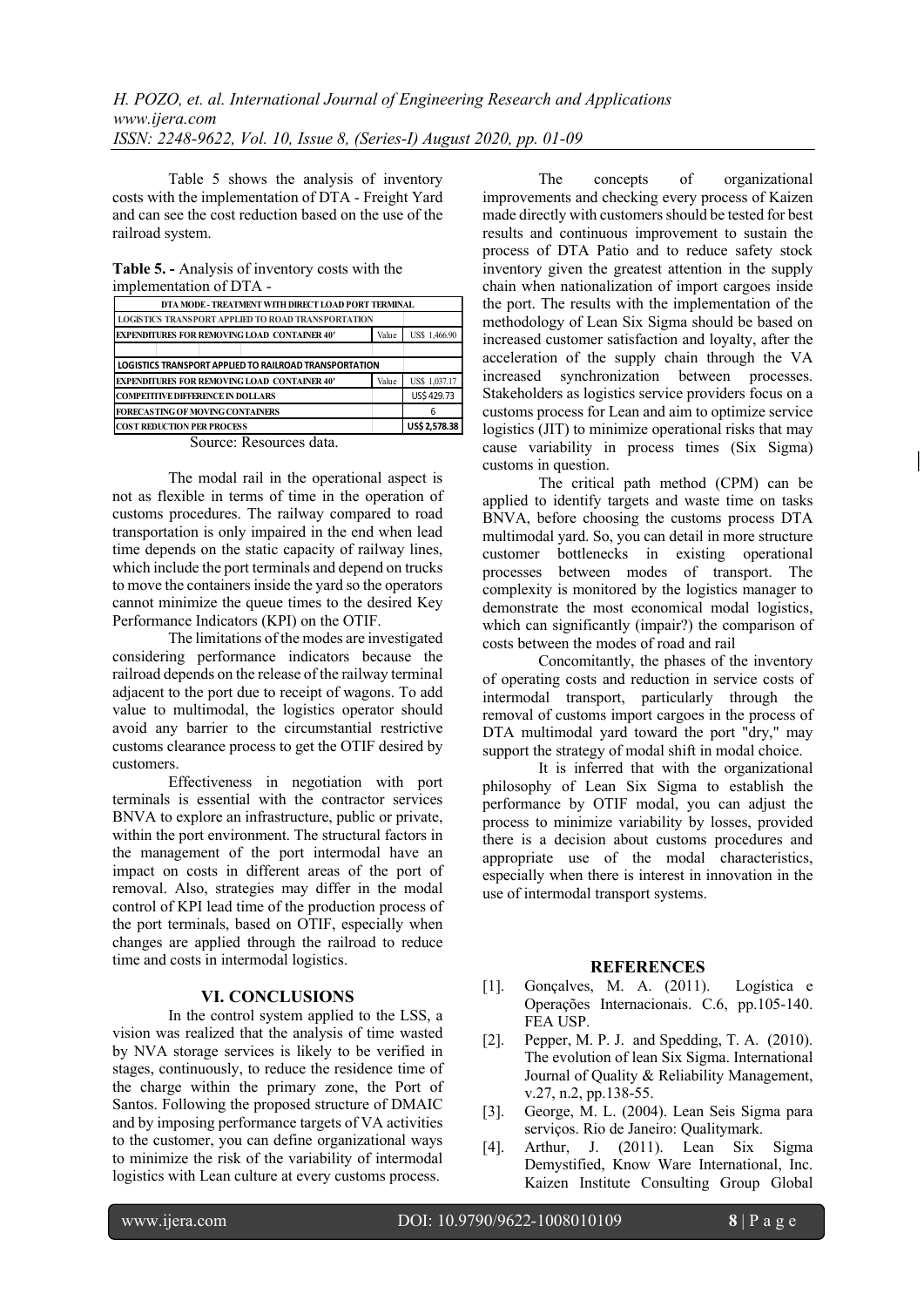Table 5 shows the analysis of inventory costs with the implementation of DTA - Freight Yard and can see the cost reduction based on the use of the railroad system.

**Table 5. -** Analysis of inventory costs with the implementation of DTA -

| DTA MODE - TREATMENT WITH DIRECT LOAD PORT TERMINAL | | |
|---|---|---|
| LOGISTICS TRANSPORT APPLIED TO ROAD TRANSPORTATION | | |
| EXPENDITURES FOR REMOVING LOAD CONTAINER 40' | Value | US$ 1,466.90 |
| | | |
| LOGISTICS TRANSPORT APPLIED TO RAILROAD TRANSPORTATION | | |
| EXPENDITURES FOR REMOVING LOAD CONTAINER 40' | Value | US$ 1,037.17 |
| COMPETITIVE DIFFERENCE IN DOLLARS | | US$ 429.73 |
| FORECASTING OF MOVING CONTAINERS | | 6 |
| COST REDUCTION PER PROCESS | | US$ 2,578.38 |

Source: Resources data.

The modal rail in the operational aspect is not as flexible in terms of time in the operation of customs procedures. The railway compared to road transportation is only impaired in the end when lead time depends on the static capacity of railway lines, which include the port terminals and depend on trucks to move the containers inside the yard so the operators cannot minimize the queue times to the desired Key Performance Indicators (KPI) on the OTIF.

The limitations of the modes are investigated considering performance indicators because the railroad depends on the release of the railway terminal adjacent to the port due to receipt of wagons. To add value to multimodal, the logistics operator should avoid any barrier to the circumstantial restrictive customs clearance process to get the OTIF desired by customers.

Effectiveness in negotiation with port terminals is essential with the contractor services BNVA to explore an infrastructure, public or private, within the port environment. The structural factors in the management of the port intermodal have an impact on costs in different areas of the port of removal. Also, strategies may differ in the modal control of KPI lead time of the production process of the port terminals, based on OTIF, especially when changes are applied through the railroad to reduce time and costs in intermodal logistics.

## VI. CONCLUSIONS

In the control system applied to the LSS, a vision was realized that the analysis of time wasted by NVA storage services is likely to be verified in stages, continuously, to reduce the residence time of the charge within the primary zone, the Port of Santos. Following the proposed structure of DMAIC and by imposing performance targets of VA activities to the customer, you can define organizational ways to minimize the risk of the variability of intermodal logistics with Lean culture at every customs process.

The concepts of organizational improvements and checking every process of Kaizen made directly with customers should be tested for best results and continuous improvement to sustain the process of DTA Patio and to reduce safety stock inventory given the greatest attention in the supply chain when nationalization of import cargoes inside the port. The results with the implementation of the methodology of Lean Six Sigma should be based on increased customer satisfaction and loyalty, after the acceleration of the supply chain through the VA increased synchronization between processes. Stakeholders as logistics service providers focus on a customs process for Lean and aim to optimize service logistics (JIT) to minimize operational risks that may cause variability in process times (Six Sigma) customs in question.

The critical path method (CPM) can be applied to identify targets and waste time on tasks BNVA, before choosing the customs process DTA multimodal yard. So, you can detail in more structure customer bottlenecks in existing operational processes between modes of transport. The complexity is monitored by the logistics manager to demonstrate the most economical modal logistics, which can significantly (impair?) the comparison of costs between the modes of road and rail

Concomitantly, the phases of the inventory of operating costs and reduction in service costs of intermodal transport, particularly through the removal of customs import cargoes in the process of DTA multimodal yard toward the port "dry," may support the strategy of modal shift in modal choice.

It is inferred that with the organizational philosophy of Lean Six Sigma to establish the performance by OTIF modal, you can adjust the process to minimize variability by losses, provided there is a decision about customs procedures and appropriate use of the modal characteristics, especially when there is interest in innovation in the use of intermodal transport systems.

## REFERENCES

[1]. Gonçalves, M. A. (2011). Logística e Operações Internacionais. C.6, pp.105-140. FEA USP.

[2]. Pepper, M. P. J. and Spedding, T. A. (2010). The evolution of lean Six Sigma. International Journal of Quality & Reliability Management, v.27, n.2, pp.138-55.

[3]. George, M. L. (2004). Lean Seis Sigma para serviços. Rio de Janeiro: Qualitymark.

[4]. Arthur, J. (2011). Lean Six Sigma Demystified, Know Ware International, Inc. Kaizen Institute Consulting Group Global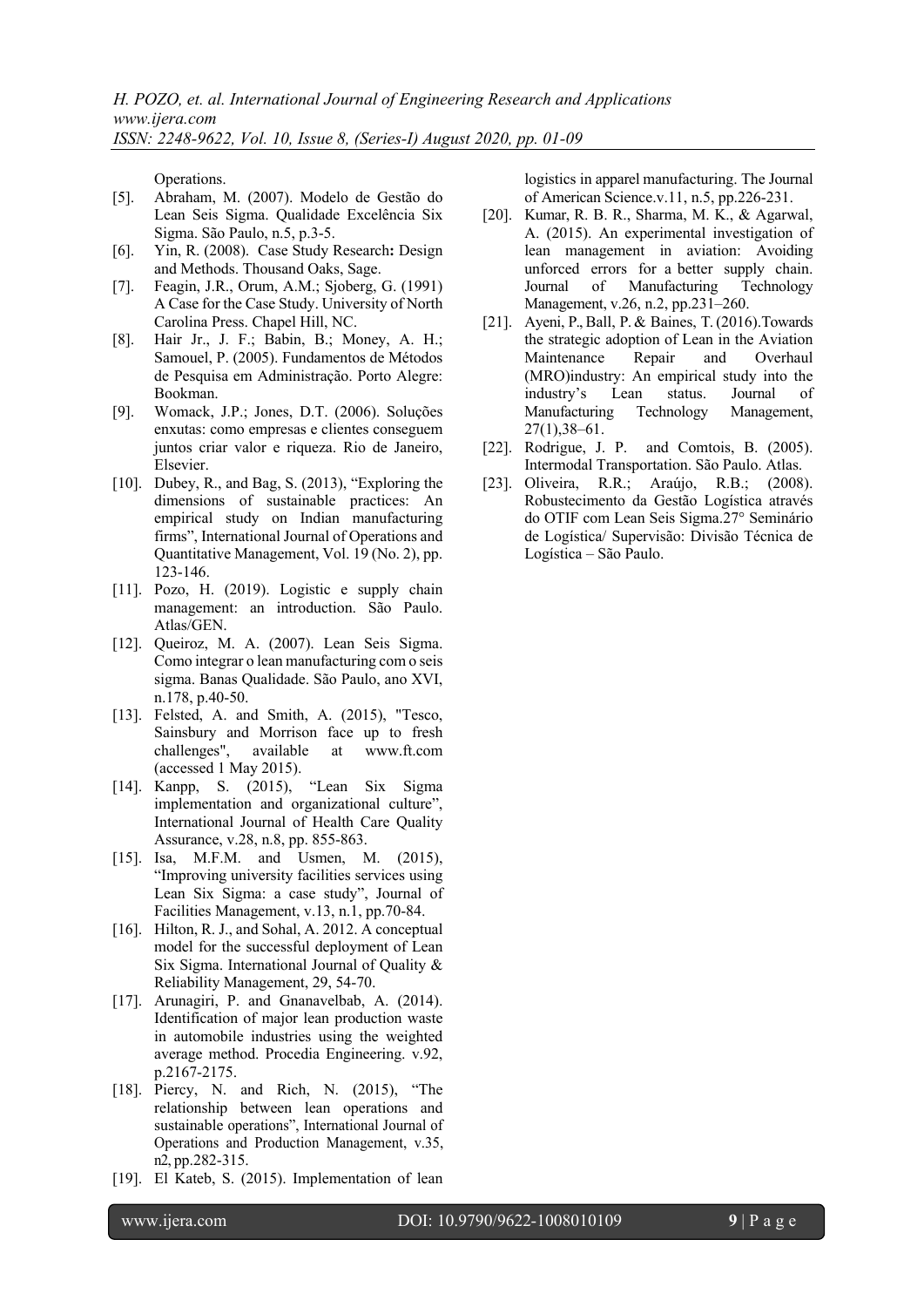Operations.

- [5]. Abraham, M. (2007). Modelo de Gestão do Lean Seis Sigma. Qualidade Excelência Six Sigma. São Paulo, n.5, p.3-5.
- [6]. Yin, R. (2008). Case Study Research**:** Design and Methods. Thousand Oaks, Sage.
- [7]. Feagin, J.R., Orum, A.M.; Sjoberg, G. (1991) A Case for the Case Study. University of North Carolina Press. Chapel Hill, NC.
- [8]. Hair Jr., J. F.; Babin, B.; Money, A. H.; Samouel, P. (2005). Fundamentos de Métodos de Pesquisa em Administração. Porto Alegre: Bookman.
- [9]. Womack, J.P.; Jones, D.T. (2006). Soluções enxutas: como empresas e clientes conseguem juntos criar valor e riqueza. Rio de Janeiro, Elsevier.
- [10]. Dubey, R., and Bag, S. (2013), "Exploring the dimensions of sustainable practices: An empirical study on Indian manufacturing firms", International Journal of Operations and Quantitative Management, Vol. 19 (No. 2), pp. 123-146.
- [11]. Pozo, H. (2019). Logistic e supply chain management: an introduction. São Paulo. Atlas/GEN.
- [12]. Queiroz, M. A. (2007). Lean Seis Sigma. Como integrar o lean manufacturing com o seis sigma. Banas Qualidade. São Paulo, ano XVI, n.178, p.40-50.
- [13]. Felsted, A. and Smith, A. (2015), "Tesco, Sainsbury and Morrison face up to fresh challenges", available at www.ft.com (accessed 1 May 2015).
- [14]. Kanpp, S. (2015), "Lean Six Sigma implementation and organizational culture", International Journal of Health Care Quality Assurance, v.28, n.8, pp. 855-863.
- [15]. Isa, M.F.M. and Usmen, M. (2015), "Improving university facilities services using Lean Six Sigma: a case study", Journal of Facilities Management, v.13, n.1, pp.70-84.
- [16]. Hilton, R. J., and Sohal, A. 2012. A conceptual model for the successful deployment of Lean Six Sigma. International Journal of Quality & Reliability Management, 29, 54-70.
- [17]. Arunagiri, P. and Gnanavelbab, A. (2014). Identification of major lean production waste in automobile industries using the weighted average method. Procedia Engineering. v.92, p.2167-2175.
- [18]. Piercy, N. and Rich, N. (2015), "The relationship between lean operations and sustainable operations", International Journal of Operations and Production Management, v.35, n2, pp.282-315.
- [19]. El Kateb, S. (2015). Implementation of lean logistics in apparel manufacturing. The Journal of American Science.v.11, n.5, pp.226-231.
- [20]. Kumar, R. B. R., Sharma, M. K., & Agarwal, A. (2015). An experimental investigation of lean management in aviation: Avoiding unforced errors for a better supply chain. Journal of Manufacturing Technology Management, v.26, n.2, pp.231–260.
- [21]. Ayeni, P., Ball, P. & Baines, T. (2016).Towards the strategic adoption of Lean in the Aviation Maintenance Repair and Overhaul (MRO)industry: An empirical study into the industry's Lean status. Journal of Manufacturing Technology Management, 27(1),38–61.
- [22]. Rodrigue, J. P. and Comtois, B. (2005). Intermodal Transportation. São Paulo. Atlas.
- [23]. Oliveira, R.R.; Araújo, R.B.; (2008). Robustecimento da Gestão Logística através do OTIF com Lean Seis Sigma.27° Seminário de Logística/ Supervisão: Divisão Técnica de Logística – São Paulo.